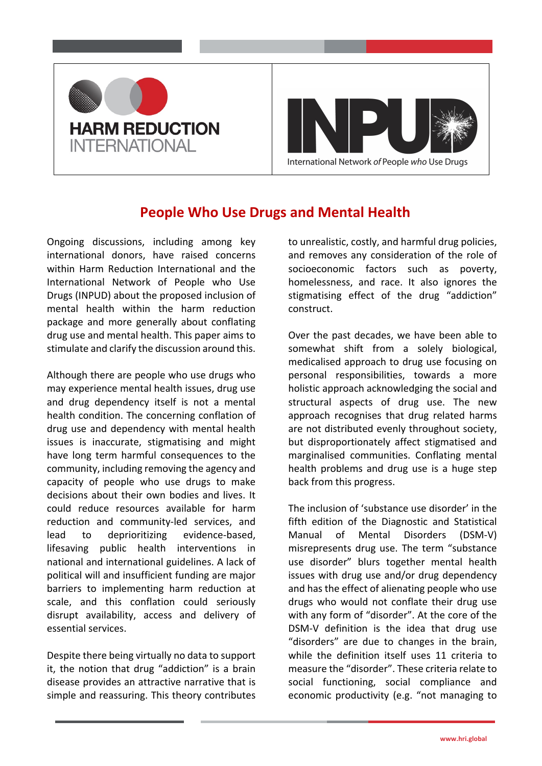HARM REDUCTION INTERNATIONAL

INPUD — International Network *of* People *who* Use Drugs

# People Who Use Drugs and Mental Health

Ongoing discussions, including among key international donors, have raised concerns within Harm Reduction International and the International Network of People who Use Drugs (INPUD) about the proposed inclusion of mental health within the harm reduction package and more generally about conflating drug use and mental health. This paper aims to stimulate and clarify the discussion around this.

Although there are people who use drugs who may experience mental health issues, drug use and drug dependency itself is not a mental health condition. The concerning conflation of drug use and dependency with mental health issues is inaccurate, stigmatising and might have long term harmful consequences to the community, including removing the agency and capacity of people who use drugs to make decisions about their own bodies and lives. It could reduce resources available for harm reduction and community-led services, and lead to deprioritizing evidence-based, lifesaving public health interventions in national and international guidelines. A lack of political will and insufficient funding are major barriers to implementing harm reduction at scale, and this conflation could seriously disrupt availability, access and delivery of essential services.

Despite there being virtually no data to support it, the notion that drug "addiction" is a brain disease provides an attractive narrative that is simple and reassuring. This theory contributes to unrealistic, costly, and harmful drug policies, and removes any consideration of the role of socioeconomic factors such as poverty, homelessness, and race. It also ignores the stigmatising effect of the drug "addiction" construct.

Over the past decades, we have been able to somewhat shift from a solely biological, medicalised approach to drug use focusing on personal responsibilities, towards a more holistic approach acknowledging the social and structural aspects of drug use. The new approach recognises that drug related harms are not distributed evenly throughout society, but disproportionately affect stigmatised and marginalised communities. Conflating mental health problems and drug use is a huge step back from this progress.

The inclusion of 'substance use disorder' in the fifth edition of the Diagnostic and Statistical Manual of Mental Disorders (DSM-V) misrepresents drug use. The term "substance use disorder" blurs together mental health issues with drug use and/or drug dependency and has the effect of alienating people who use drugs who would not conflate their drug use with any form of "disorder". At the core of the DSM-V definition is the idea that drug use "disorders" are due to changes in the brain, while the definition itself uses 11 criteria to measure the "disorder". These criteria relate to social functioning, social compliance and economic productivity (e.g. "not managing to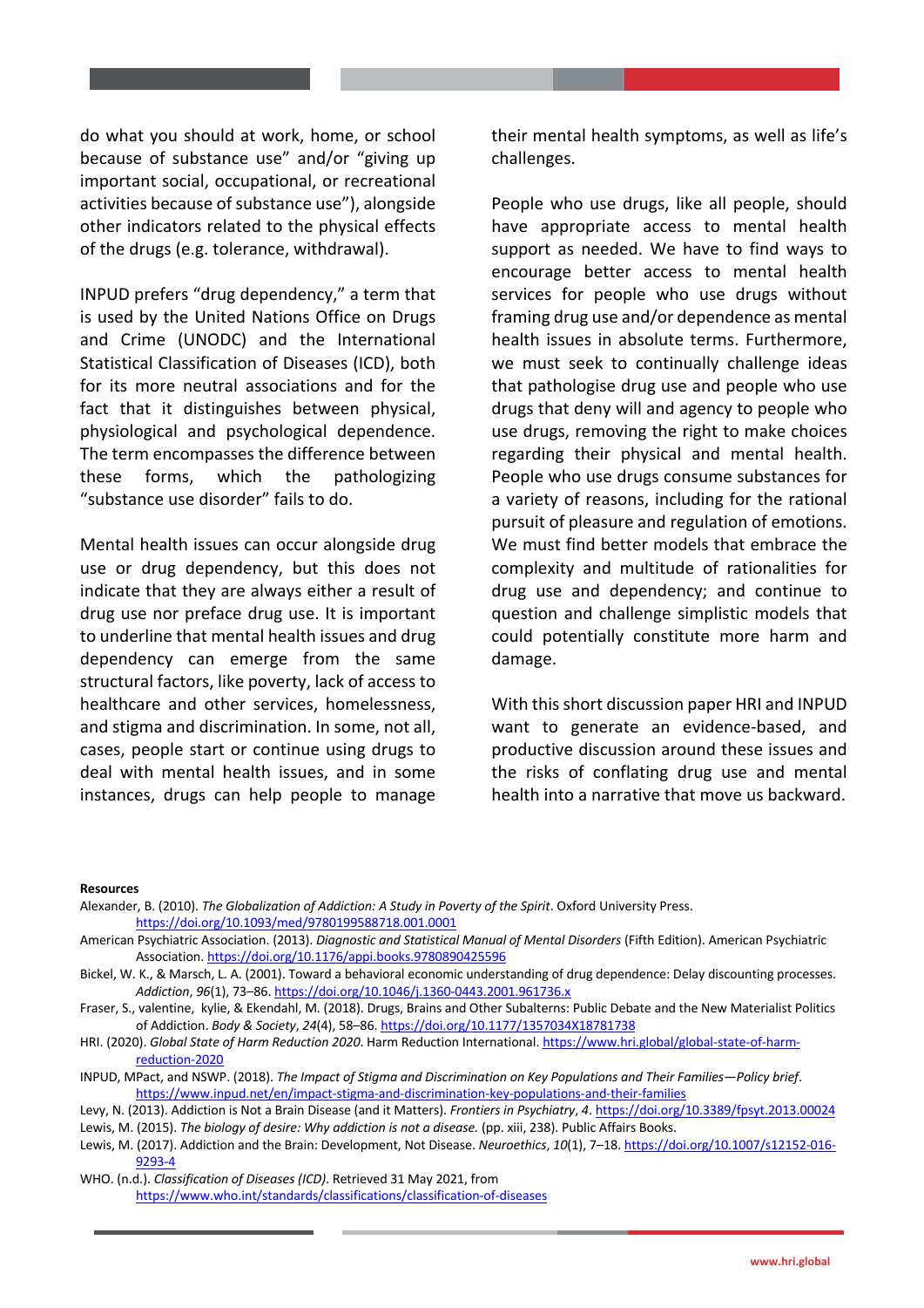do what you should at work, home, or school because of substance use" and/or "giving up important social, occupational, or recreational activities because of substance use"), alongside other indicators related to the physical effects of the drugs (e.g. tolerance, withdrawal).

INPUD prefers "drug dependency," a term that is used by the United Nations Office on Drugs and Crime (UNODC) and the International Statistical Classification of Diseases (ICD), both for its more neutral associations and for the fact that it distinguishes between physical, physiological and psychological dependence. The term encompasses the difference between these forms, which the pathologizing "substance use disorder" fails to do.

Mental health issues can occur alongside drug use or drug dependency, but this does not indicate that they are always either a result of drug use nor preface drug use. It is important to underline that mental health issues and drug dependency can emerge from the same structural factors, like poverty, lack of access to healthcare and other services, homelessness, and stigma and discrimination. In some, not all, cases, people start or continue using drugs to deal with mental health issues, and in some instances, drugs can help people to manage their mental health symptoms, as well as life's challenges.

People who use drugs, like all people, should have appropriate access to mental health support as needed. We have to find ways to encourage better access to mental health services for people who use drugs without framing drug use and/or dependence as mental health issues in absolute terms. Furthermore, we must seek to continually challenge ideas that pathologise drug use and people who use drugs that deny will and agency to people who use drugs, removing the right to make choices regarding their physical and mental health. People who use drugs consume substances for a variety of reasons, including for the rational pursuit of pleasure and regulation of emotions. We must find better models that embrace the complexity and multitude of rationalities for drug use and dependency; and continue to question and challenge simplistic models that could potentially constitute more harm and damage.

With this short discussion paper HRI and INPUD want to generate an evidence-based, and productive discussion around these issues and the risks of conflating drug use and mental health into a narrative that move us backward.

**Resources**

Alexander, B. (2010). *The Globalization of Addiction: A Study in Poverty of the Spirit*. Oxford University Press. https://doi.org/10.1093/med/9780199588718.001.0001

American Psychiatric Association. (2013). *Diagnostic and Statistical Manual of Mental Disorders* (Fifth Edition). American Psychiatric Association. https://doi.org/10.1176/appi.books.9780890425596

Bickel, W. K., & Marsch, L. A. (2001). Toward a behavioral economic understanding of drug dependence: Delay discounting processes. *Addiction*, *96*(1), 73–86. https://doi.org/10.1046/j.1360-0443.2001.961736.x

Fraser, S., valentine, kylie, & Ekendahl, M. (2018). Drugs, Brains and Other Subalterns: Public Debate and the New Materialist Politics of Addiction. *Body & Society*, *24*(4), 58–86. https://doi.org/10.1177/1357034X18781738

HRI. (2020). *Global State of Harm Reduction 2020*. Harm Reduction International. https://www.hri.global/global-state-of-harm-reduction-2020

INPUD, MPact, and NSWP. (2018). *The Impact of Stigma and Discrimination on Key Populations and Their Families—Policy brief*. https://www.inpud.net/en/impact-stigma-and-discrimination-key-populations-and-their-families

Levy, N. (2013). Addiction is Not a Brain Disease (and it Matters). *Frontiers in Psychiatry*, *4*. https://doi.org/10.3389/fpsyt.2013.00024

Lewis, M. (2015). *The biology of desire: Why addiction is not a disease.* (pp. xiii, 238). Public Affairs Books.

Lewis, M. (2017). Addiction and the Brain: Development, Not Disease. *Neuroethics*, *10*(1), 7–18. https://doi.org/10.1007/s12152-016-9293-4

WHO. (n.d.). *Classification of Diseases (ICD)*. Retrieved 31 May 2021, from https://www.who.int/standards/classifications/classification-of-diseases